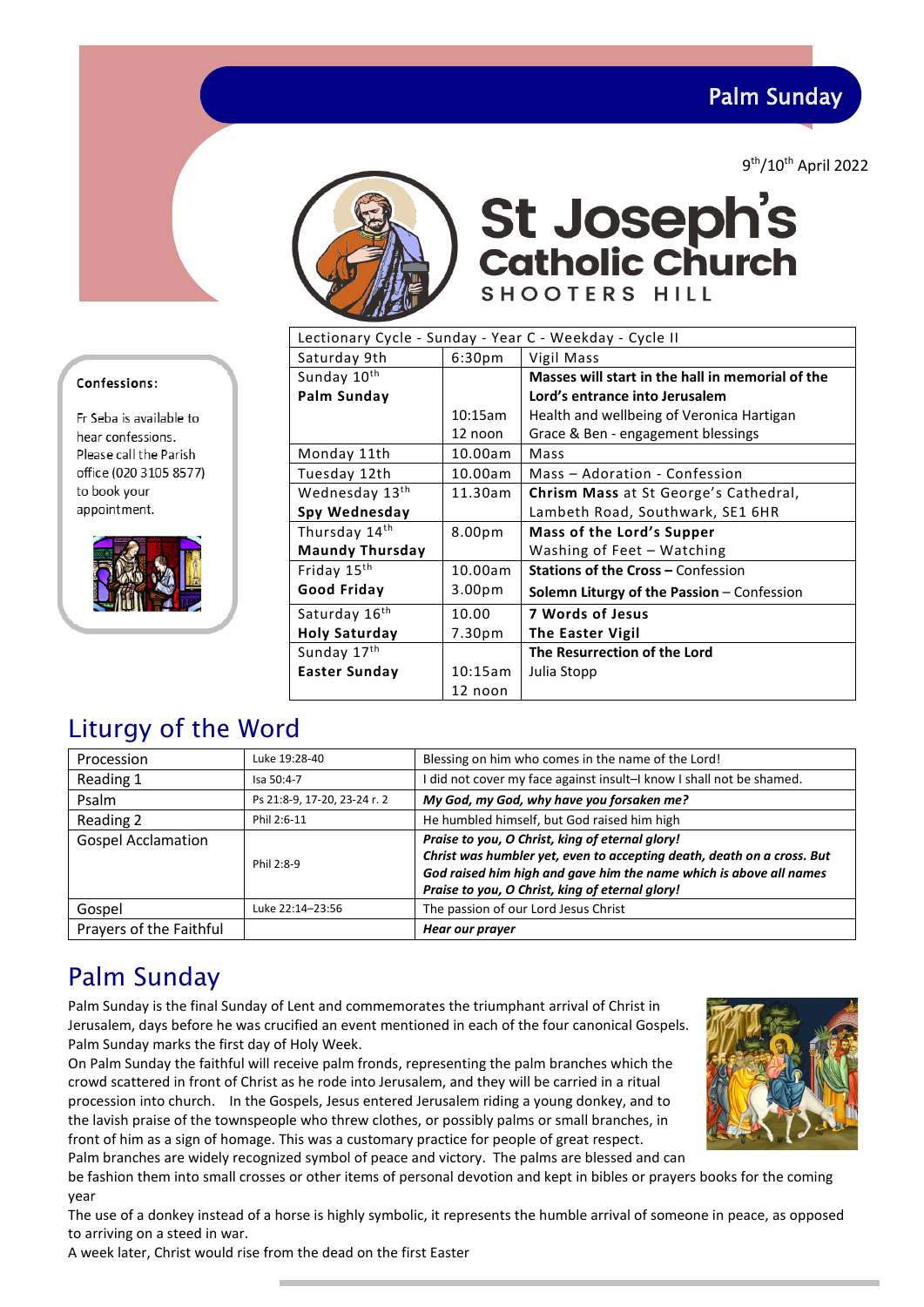Palm Sunday

9th/10th April 2022

# St Joseph's Catholic Church
SHOOTERS HILL

| Lectionary Cycle - Sunday - Year C - Weekday - Cycle II | | |
|---|---|---|
| Saturday 9th | 6:30pm | Vigil Mass |
| Sunday 10th **Palm Sunday** | | **Masses will start in the hall in memorial of the Lord's entrance into Jerusalem** |
| | 10:15am | Health and wellbeing of Veronica Hartigan |
| | 12 noon | Grace & Ben - engagement blessings |
| Monday 11th | 10.00am | Mass |
| Tuesday 12th | 10.00am | Mass – Adoration - Confession |
| Wednesday 13th **Spy Wednesday** | 11.30am | **Chrism Mass** at St George's Cathedral, Lambeth Road, Southwark, SE1 6HR |
| Thursday 14th **Maundy Thursday** | 8.00pm | **Mass of the Lord's Supper** Washing of Feet – Watching |
| Friday 15th **Good Friday** | 10.00am | **Stations of the Cross** – Confession |
| | 3.00pm | **Solemn Liturgy of the Passion** – Confession |
| Saturday 16th **Holy Saturday** | 10.00 | **7 Words of Jesus** |
| | 7.30pm | **The Easter Vigil** |
| Sunday 17th **Easter Sunday** | | **The Resurrection of the Lord** |
| | 10:15am | Julia Stopp |
| | 12 noon | |

**Confessions:**

Fr Seba is available to hear confessions. Please call the Parish office (020 3105 8577) to book your appointment.

## Liturgy of the Word

| Procession | Luke 19:28-40 | Blessing on him who comes in the name of the Lord! |
|---|---|---|
| Reading 1 | Isa 50:4-7 | I did not cover my face against insult–I know I shall not be shamed. |
| Psalm | Ps 21:8-9, 17-20, 23-24 r. 2 | ***My God, my God, why have you forsaken me?*** |
| Reading 2 | Phil 2:6-11 | He humbled himself, but God raised him high |
| Gospel Acclamation | Phil 2:8-9 | ***Praise to you, O Christ, king of eternal glory! Christ was humbler yet, even to accepting death, death on a cross. But God raised him high and gave him the name which is above all names Praise to you, O Christ, king of eternal glory!*** |
| Gospel | Luke 22:14–23:56 | The passion of our Lord Jesus Christ |
| Prayers of the Faithful | | ***Hear our prayer*** |

## Palm Sunday

Palm Sunday is the final Sunday of Lent and commemorates the triumphant arrival of Christ in Jerusalem, days before he was crucified an event mentioned in each of the four canonical Gospels. Palm Sunday marks the first day of Holy Week.

On Palm Sunday the faithful will receive palm fronds, representing the palm branches which the crowd scattered in front of Christ as he rode into Jerusalem, and they will be carried in a ritual procession into church. In the Gospels, Jesus entered Jerusalem riding a young donkey, and to the lavish praise of the townspeople who threw clothes, or possibly palms or small branches, in front of him as a sign of homage. This was a customary practice for people of great respect.

Palm branches are widely recognized symbol of peace and victory. The palms are blessed and can be fashion them into small crosses or other items of personal devotion and kept in bibles or prayers books for the coming year

The use of a donkey instead of a horse is highly symbolic, it represents the humble arrival of someone in peace, as opposed to arriving on a steed in war.

A week later, Christ would rise from the dead on the first Easter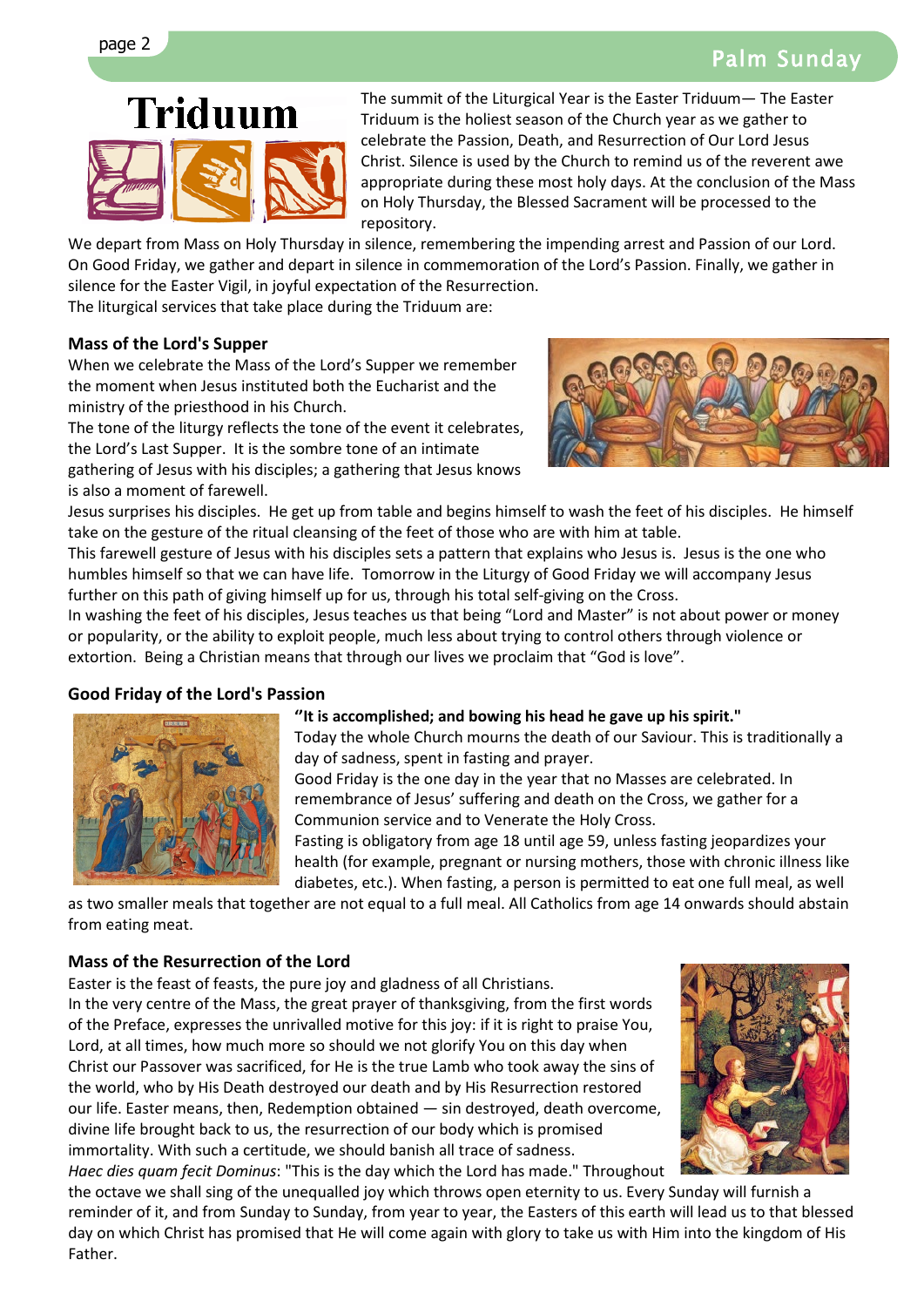# Triduum

The summit of the Liturgical Year is the Easter Triduum— The Easter Triduum is the holiest season of the Church year as we gather to celebrate the Passion, Death, and Resurrection of Our Lord Jesus Christ. Silence is used by the Church to remind us of the reverent awe appropriate during these most holy days. At the conclusion of the Mass on Holy Thursday, the Blessed Sacrament will be processed to the repository.

We depart from Mass on Holy Thursday in silence, remembering the impending arrest and Passion of our Lord. On Good Friday, we gather and depart in silence in commemoration of the Lord's Passion. Finally, we gather in silence for the Easter Vigil, in joyful expectation of the Resurrection.

The liturgical services that take place during the Triduum are:

### Mass of the Lord's Supper

When we celebrate the Mass of the Lord's Supper we remember the moment when Jesus instituted both the Eucharist and the ministry of the priesthood in his Church.

The tone of the liturgy reflects the tone of the event it celebrates, the Lord's Last Supper. It is the sombre tone of an intimate gathering of Jesus with his disciples; a gathering that Jesus knows is also a moment of farewell.

Jesus surprises his disciples. He get up from table and begins himself to wash the feet of his disciples. He himself take on the gesture of the ritual cleansing of the feet of those who are with him at table.

This farewell gesture of Jesus with his disciples sets a pattern that explains who Jesus is. Jesus is the one who humbles himself so that we can have life. Tomorrow in the Liturgy of Good Friday we will accompany Jesus further on this path of giving himself up for us, through his total self-giving on the Cross.

In washing the feet of his disciples, Jesus teaches us that being "Lord and Master" is not about power or money or popularity, or the ability to exploit people, much less about trying to control others through violence or extortion. Being a Christian means that through our lives we proclaim that "God is love".

### Good Friday of the Lord's Passion

**"It is accomplished; and bowing his head he gave up his spirit."**

Today the whole Church mourns the death of our Saviour. This is traditionally a day of sadness, spent in fasting and prayer.

Good Friday is the one day in the year that no Masses are celebrated. In remembrance of Jesus' suffering and death on the Cross, we gather for a Communion service and to Venerate the Holy Cross.

Fasting is obligatory from age 18 until age 59, unless fasting jeopardizes your health (for example, pregnant or nursing mothers, those with chronic illness like diabetes, etc.). When fasting, a person is permitted to eat one full meal, as well as two smaller meals that together are not equal to a full meal. All Catholics from age 14 onwards should abstain from eating meat.

### Mass of the Resurrection of the Lord

Easter is the feast of feasts, the pure joy and gladness of all Christians.

In the very centre of the Mass, the great prayer of thanksgiving, from the first words of the Preface, expresses the unrivalled motive for this joy: if it is right to praise You, Lord, at all times, how much more so should we not glorify You on this day when Christ our Passover was sacrificed, for He is the true Lamb who took away the sins of the world, who by His Death destroyed our death and by His Resurrection restored our life. Easter means, then, Redemption obtained — sin destroyed, death overcome, divine life brought back to us, the resurrection of our body which is promised immortality. With such a certitude, we should banish all trace of sadness.

*Haec dies quam fecit Dominus*: "This is the day which the Lord has made." Throughout the octave we shall sing of the unequalled joy which throws open eternity to us. Every Sunday will furnish a reminder of it, and from Sunday to Sunday, from year to year, the Easters of this earth will lead us to that blessed day on which Christ has promised that He will come again with glory to take us with Him into the kingdom of His Father.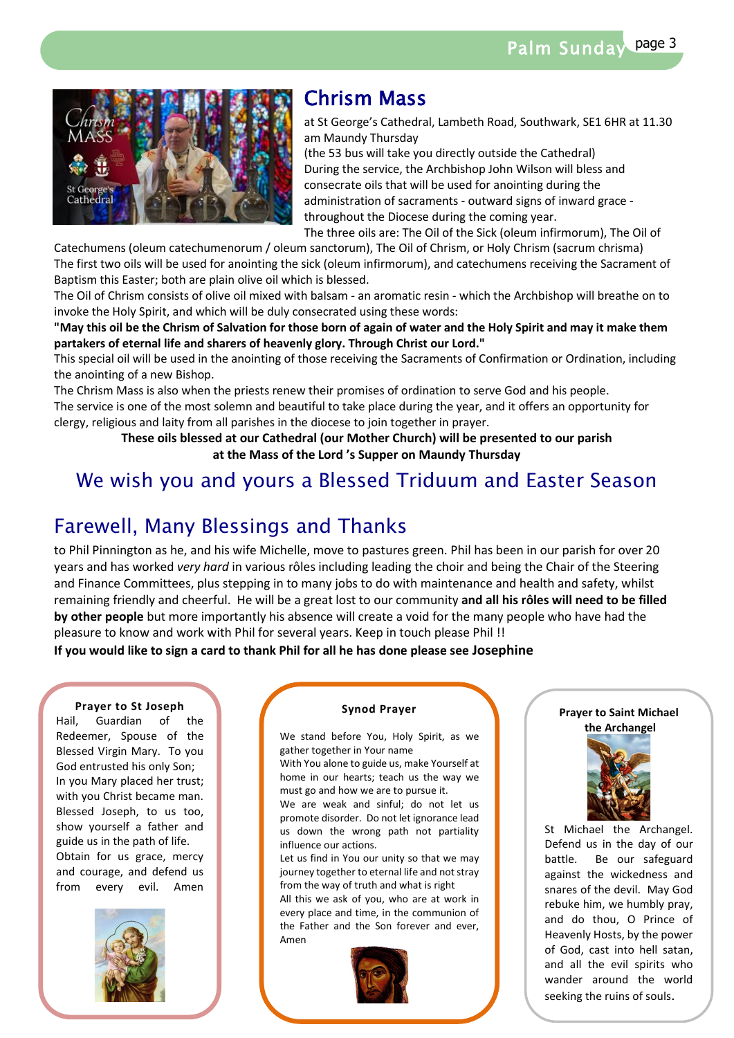## Chrism Mass

at St George's Cathedral, Lambeth Road, Southwark, SE1 6HR at 11.30 am Maundy Thursday

(the 53 bus will take you directly outside the Cathedral)

During the service, the Archbishop John Wilson will bless and consecrate oils that will be used for anointing during the administration of sacraments - outward signs of inward grace - throughout the Diocese during the coming year.

The three oils are: The Oil of the Sick (oleum infirmorum), The Oil of Catechumens (oleum catechumenorum / oleum sanctorum), The Oil of Chrism, or Holy Chrism (sacrum chrisma)

The first two oils will be used for anointing the sick (oleum infirmorum), and catechumens receiving the Sacrament of Baptism this Easter; both are plain olive oil which is blessed.

The Oil of Chrism consists of olive oil mixed with balsam - an aromatic resin - which the Archbishop will breathe on to invoke the Holy Spirit, and which will be duly consecrated using these words:

**"May this oil be the Chrism of Salvation for those born of again of water and the Holy Spirit and may it make them partakers of eternal life and sharers of heavenly glory. Through Christ our Lord."**

This special oil will be used in the anointing of those receiving the Sacraments of Confirmation or Ordination, including the anointing of a new Bishop.

The Chrism Mass is also when the priests renew their promises of ordination to serve God and his people.

The service is one of the most solemn and beautiful to take place during the year, and it offers an opportunity for clergy, religious and laity from all parishes in the diocese to join together in prayer.

**These oils blessed at our Cathedral (our Mother Church) will be presented to our parish at the Mass of the Lord 's Supper on Maundy Thursday**

## We wish you and yours a Blessed Triduum and Easter Season

## Farewell, Many Blessings and Thanks

to Phil Pinnington as he, and his wife Michelle, move to pastures green. Phil has been in our parish for over 20 years and has worked *very hard* in various rôles including leading the choir and being the Chair of the Steering and Finance Committees, plus stepping in to many jobs to do with maintenance and health and safety, whilst remaining friendly and cheerful. He will be a great lost to our community **and all his rôles will need to be filled by other people** but more importantly his absence will create a void for the many people who have had the pleasure to know and work with Phil for several years. Keep in touch please Phil !!

**If you would like to sign a card to thank Phil for all he has done please see Josephine**

### Prayer to St Joseph

Hail, Guardian of the Redeemer, Spouse of the Blessed Virgin Mary. To you God entrusted his only Son; In you Mary placed her trust; with you Christ became man. Blessed Joseph, to us too, show yourself a father and guide us in the path of life. Obtain for us grace, mercy and courage, and defend us from every evil. Amen

### Synod Prayer

We stand before You, Holy Spirit, as we gather together in Your name
With You alone to guide us, make Yourself at home in our hearts; teach us the way we must go and how we are to pursue it.
We are weak and sinful; do not let us promote disorder. Do not let ignorance lead us down the wrong path not partiality influence our actions.
Let us find in You our unity so that we may journey together to eternal life and not stray from the way of truth and what is right
All this we ask of you, who are at work in every place and time, in the communion of the Father and the Son forever and ever, Amen

### Prayer to Saint Michael the Archangel

St Michael the Archangel. Defend us in the day of our battle. Be our safeguard against the wickedness and snares of the devil. May God rebuke him, we humbly pray, and do thou, O Prince of Heavenly Hosts, by the power of God, cast into hell satan, and all the evil spirits who wander around the world seeking the ruins of souls.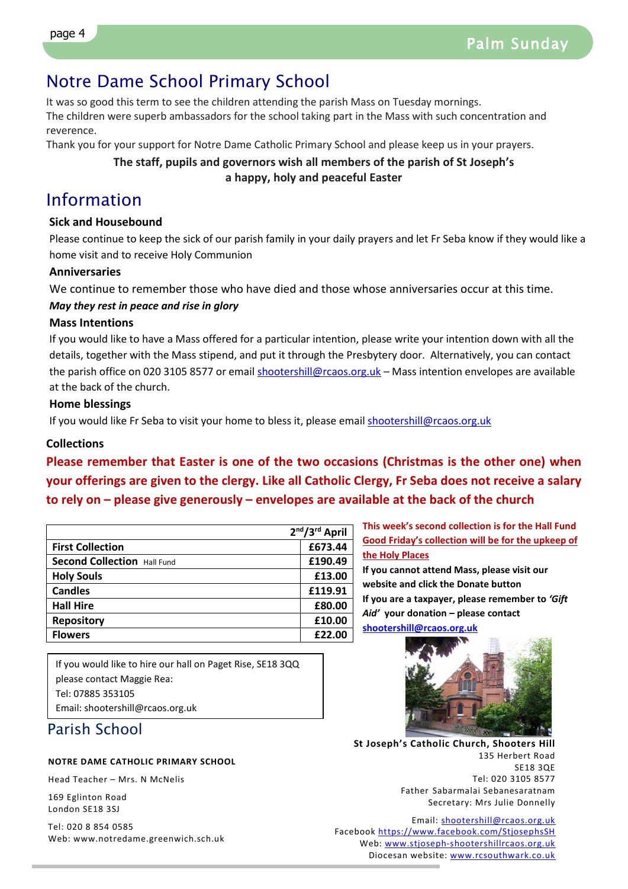# Notre Dame School Primary School

It was so good this term to see the children attending the parish Mass on Tuesday mornings.
The children were superb ambassadors for the school taking part in the Mass with such concentration and reverence.
Thank you for your support for Notre Dame Catholic Primary School and please keep us in your prayers.

**The staff, pupils and governors wish all members of the parish of St Joseph's a happy, holy and peaceful Easter**

# Information

### Sick and Housebound

Please continue to keep the sick of our parish family in your daily prayers and let Fr Seba know if they would like a home visit and to receive Holy Communion

### Anniversaries

We continue to remember those who have died and those whose anniversaries occur at this time.

***May they rest in peace and rise in glory***

### Mass Intentions

If you would like to have a Mass offered for a particular intention, please write your intention down with all the details, together with the Mass stipend, and put it through the Presbytery door. Alternatively, you can contact the parish office on 020 3105 8577 or email shootershill@rcaos.org.uk – Mass intention envelopes are available at the back of the church.

### Home blessings

If you would like Fr Seba to visit your home to bless it, please email shootershill@rcaos.org.uk

### Collections

**Please remember that Easter is one of the two occasions (Christmas is the other one) when your offerings are given to the clergy. Like all Catholic Clergy, Fr Seba does not receive a salary to rely on – please give generously – envelopes are available at the back of the church**

| | 2nd/3rd April |
|---|---|
| **First Collection** | **£673.44** |
| **Second Collection** Hall Fund | **£190.49** |
| **Holy Souls** | **£13.00** |
| **Candles** | **£119.91** |
| **Hall Hire** | **£80.00** |
| **Repository** | **£10.00** |
| **Flowers** | **£22.00** |

**This week's second collection is for the Hall Fund**

**Good Friday's collection will be for the upkeep of the Holy Places**

**If you cannot attend Mass, please visit our website and click the Donate button**

**If you are a taxpayer, please remember to *'Gift Aid'* your donation – please contact shootershill@rcaos.org.uk**

If you would like to hire our hall on Paget Rise, SE18 3QQ please contact Maggie Rea:
Tel: 07885 353105
Email: shootershill@rcaos.org.uk

## Parish School

**NOTRE DAME CATHOLIC PRIMARY SCHOOL**

Head Teacher – Mrs. N McNelis

169 Eglinton Road
London SE18 3SJ

Tel: 020 8 854 0585
Web: www.notredame.greenwich.sch.uk

**St Joseph's Catholic Church, Shooters Hill**
135 Herbert Road
SE18 3QE
Tel: 020 3105 8577
Father Sabarmalai Sebenesaratnam
Secretary: Mrs Julie Donnelly

Email: shootershill@rcaos.org.uk
Facebook https://www.facebook.com/StjosephsSH
Web: www.stjoseph-shootershillrcaos.org.uk
Diocesan website: www.rcsouthwark.co.uk